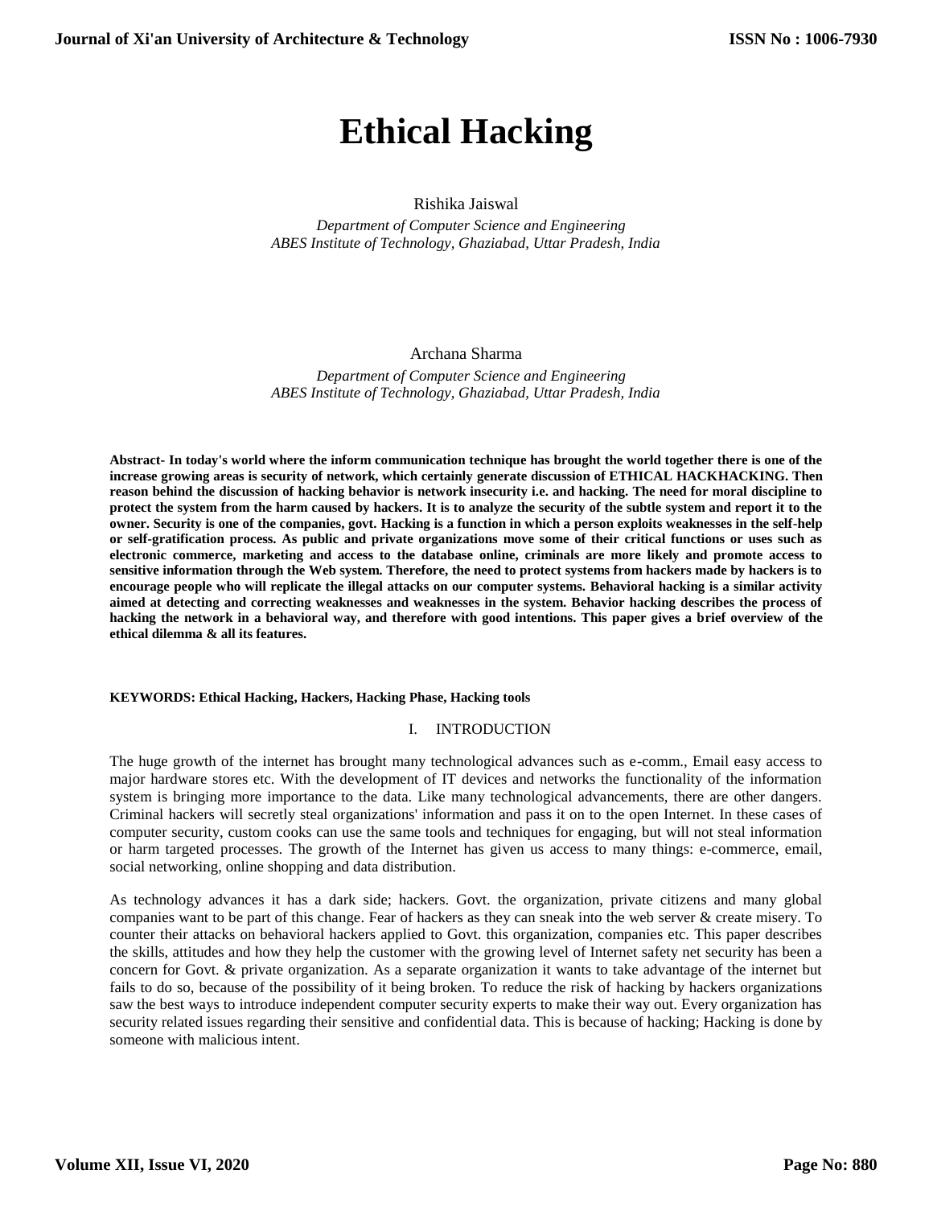# Ethical Hacking

Rishika Jaiswal

*Department of Computer Science and Engineering*
*ABES Institute of Technology, Ghaziabad, Uttar Pradesh, India*

Archana Sharma

*Department of Computer Science and Engineering*
*ABES Institute of Technology, Ghaziabad, Uttar Pradesh, India*

**Abstract- In today's world where the inform communication technique has brought the world together there is one of the increase growing areas is security of network, which certainly generate discussion of ETHICAL HACKHACKING. Then reason behind the discussion of hacking behavior is network insecurity i.e. and hacking. The need for moral discipline to protect the system from the harm caused by hackers. It is to analyze the security of the subtle system and report it to the owner. Security is one of the companies, govt. Hacking is a function in which a person exploits weaknesses in the self-help or self-gratification process. As public and private organizations move some of their critical functions or uses such as electronic commerce, marketing and access to the database online, criminals are more likely and promote access to sensitive information through the Web system. Therefore, the need to protect systems from hackers made by hackers is to encourage people who will replicate the illegal attacks on our computer systems. Behavioral hacking is a similar activity aimed at detecting and correcting weaknesses and weaknesses in the system. Behavior hacking describes the process of hacking the network in a behavioral way, and therefore with good intentions. This paper gives a brief overview of the ethical dilemma & all its features.**

**KEYWORDS: Ethical Hacking, Hackers, Hacking Phase, Hacking tools**

## I. INTRODUCTION

The huge growth of the internet has brought many technological advances such as e-comm., Email easy access to major hardware stores etc. With the development of IT devices and networks the functionality of the information system is bringing more importance to the data. Like many technological advancements, there are other dangers. Criminal hackers will secretly steal organizations' information and pass it on to the open Internet. In these cases of computer security, custom cooks can use the same tools and techniques for engaging, but will not steal information or harm targeted processes. The growth of the Internet has given us access to many things: e-commerce, email, social networking, online shopping and data distribution.

As technology advances it has a dark side; hackers. Govt. the organization, private citizens and many global companies want to be part of this change. Fear of hackers as they can sneak into the web server & create misery. To counter their attacks on behavioral hackers applied to Govt. this organization, companies etc. This paper describes the skills, attitudes and how they help the customer with the growing level of Internet safety net security has been a concern for Govt. & private organization. As a separate organization it wants to take advantage of the internet but fails to do so, because of the possibility of it being broken. To reduce the risk of hacking by hackers organizations saw the best ways to introduce independent computer security experts to make their way out. Every organization has security related issues regarding their sensitive and confidential data. This is because of hacking; Hacking is done by someone with malicious intent.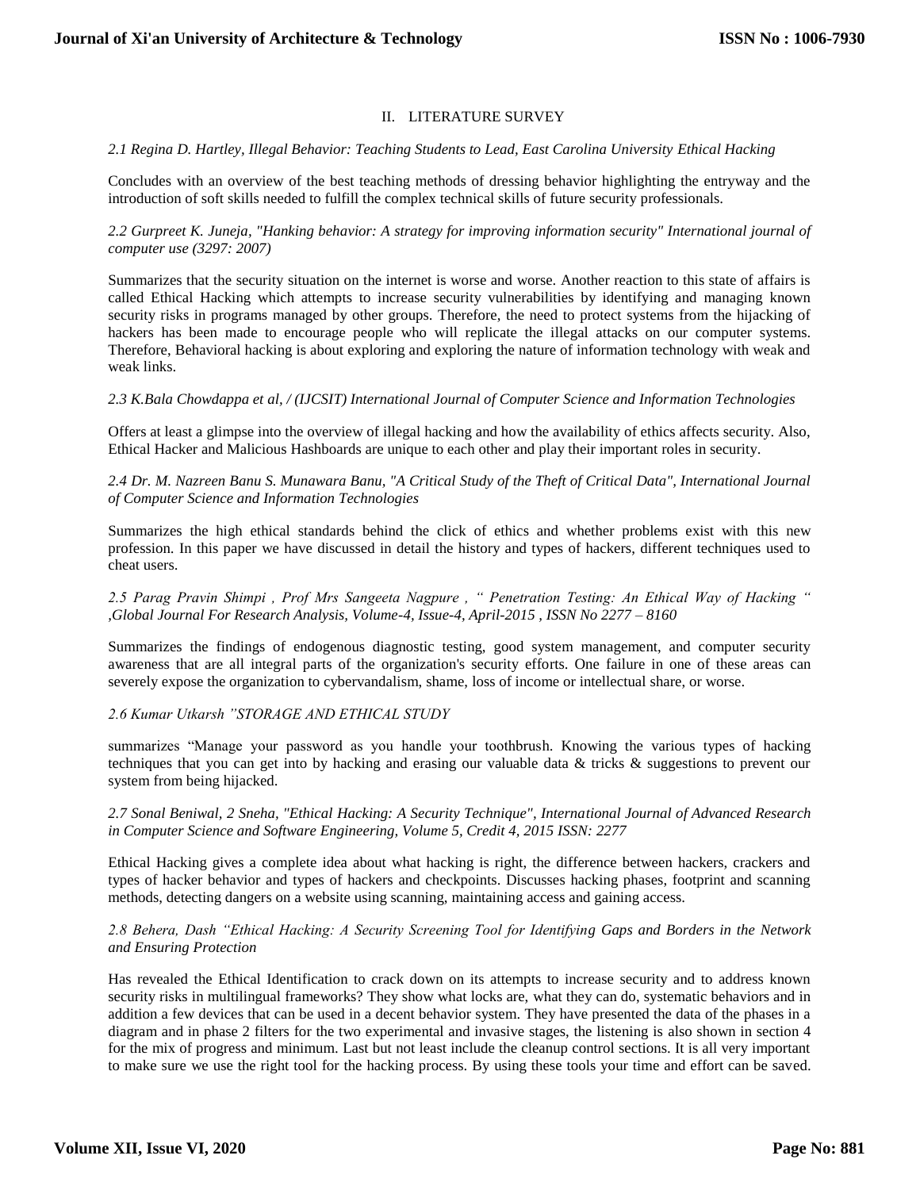## II. LITERATURE SURVEY

*2.1 Regina D. Hartley, Illegal Behavior: Teaching Students to Lead, East Carolina University Ethical Hacking*

Concludes with an overview of the best teaching methods of dressing behavior highlighting the entryway and the introduction of soft skills needed to fulfill the complex technical skills of future security professionals.

*2.2 Gurpreet K. Juneja, "Hanking behavior: A strategy for improving information security" International journal of computer use (3297: 2007)*

Summarizes that the security situation on the internet is worse and worse. Another reaction to this state of affairs is called Ethical Hacking which attempts to increase security vulnerabilities by identifying and managing known security risks in programs managed by other groups. Therefore, the need to protect systems from the hijacking of hackers has been made to encourage people who will replicate the illegal attacks on our computer systems. Therefore, Behavioral hacking is about exploring and exploring the nature of information technology with weak and weak links.

*2.3 K.Bala Chowdappa et al, / (IJCSIT) International Journal of Computer Science and Information Technologies*

Offers at least a glimpse into the overview of illegal hacking and how the availability of ethics affects security. Also, Ethical Hacker and Malicious Hashboards are unique to each other and play their important roles in security.

*2.4 Dr. M. Nazreen Banu S. Munawara Banu, "A Critical Study of the Theft of Critical Data", International Journal of Computer Science and Information Technologies*

Summarizes the high ethical standards behind the click of ethics and whether problems exist with this new profession. In this paper we have discussed in detail the history and types of hackers, different techniques used to cheat users.

*2.5 Parag Pravin Shimpi , Prof Mrs Sangeeta Nagpure , " Penetration Testing: An Ethical Way of Hacking " ,Global Journal For Research Analysis, Volume-4, Issue-4, April-2015 , ISSN No 2277 – 8160*

Summarizes the findings of endogenous diagnostic testing, good system management, and computer security awareness that are all integral parts of the organization's security efforts. One failure in one of these areas can severely expose the organization to cybervandalism, shame, loss of income or intellectual share, or worse.

*2.6 Kumar Utkarsh "STORAGE AND ETHICAL STUDY*

summarizes "Manage your password as you handle your toothbrush. Knowing the various types of hacking techniques that you can get into by hacking and erasing our valuable data & tricks & suggestions to prevent our system from being hijacked.

*2.7 Sonal Beniwal, 2 Sneha, "Ethical Hacking: A Security Technique", International Journal of Advanced Research in Computer Science and Software Engineering, Volume 5, Credit 4, 2015 ISSN: 2277*

Ethical Hacking gives a complete idea about what hacking is right, the difference between hackers, crackers and types of hacker behavior and types of hackers and checkpoints. Discusses hacking phases, footprint and scanning methods, detecting dangers on a website using scanning, maintaining access and gaining access.

*2.8 Behera, Dash "Ethical Hacking: A Security Screening Tool for Identifying Gaps and Borders in the Network and Ensuring Protection*

Has revealed the Ethical Identification to crack down on its attempts to increase security and to address known security risks in multilingual frameworks? They show what locks are, what they can do, systematic behaviors and in addition a few devices that can be used in a decent behavior system. They have presented the data of the phases in a diagram and in phase 2 filters for the two experimental and invasive stages, the listening is also shown in section 4 for the mix of progress and minimum. Last but not least include the cleanup control sections. It is all very important to make sure we use the right tool for the hacking process. By using these tools your time and effort can be saved.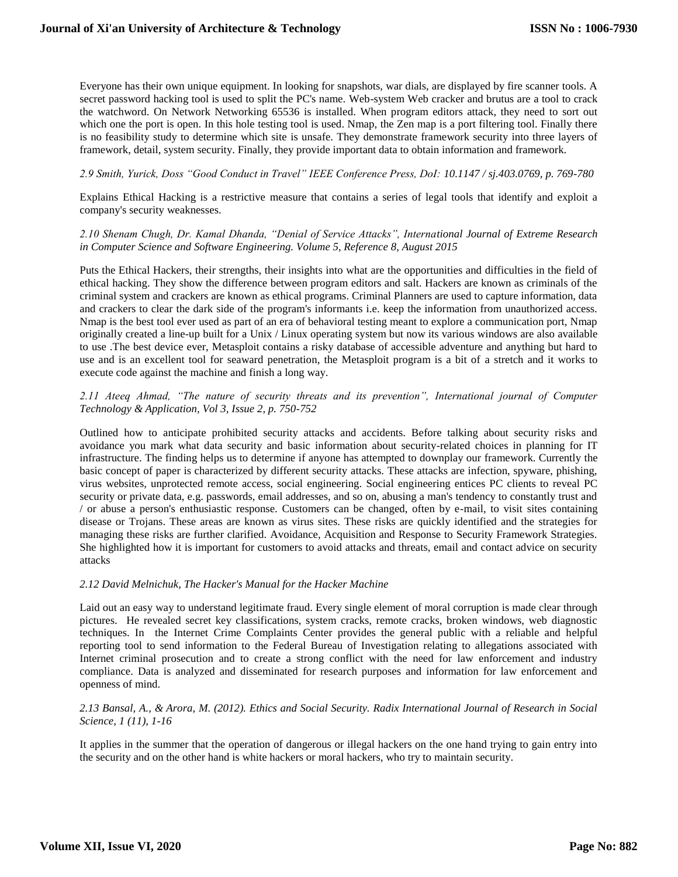Everyone has their own unique equipment. In looking for snapshots, war dials, are displayed by fire scanner tools. A secret password hacking tool is used to split the PC's name. Web-system Web cracker and brutus are a tool to crack the watchword. On Network Networking 65536 is installed. When program editors attack, they need to sort out which one the port is open. In this hole testing tool is used. Nmap, the Zen map is a port filtering tool. Finally there is no feasibility study to determine which site is unsafe. They demonstrate framework security into three layers of framework, detail, system security. Finally, they provide important data to obtain information and framework.

*2.9 Smith, Yurick, Doss "Good Conduct in Travel" IEEE Conference Press, DoI: 10.1147 / sj.403.0769, p. 769-780*

Explains Ethical Hacking is a restrictive measure that contains a series of legal tools that identify and exploit a company's security weaknesses.

*2.10 Shenam Chugh, Dr. Kamal Dhanda, "Denial of Service Attacks", International Journal of Extreme Research in Computer Science and Software Engineering. Volume 5, Reference 8, August 2015*

Puts the Ethical Hackers, their strengths, their insights into what are the opportunities and difficulties in the field of ethical hacking. They show the difference between program editors and salt. Hackers are known as criminals of the criminal system and crackers are known as ethical programs. Criminal Planners are used to capture information, data and crackers to clear the dark side of the program's informants i.e. keep the information from unauthorized access. Nmap is the best tool ever used as part of an era of behavioral testing meant to explore a communication port, Nmap originally created a line-up built for a Unix / Linux operating system but now its various windows are also available to use .The best device ever, Metasploit contains a risky database of accessible adventure and anything but hard to use and is an excellent tool for seaward penetration, the Metasploit program is a bit of a stretch and it works to execute code against the machine and finish a long way.

*2.11 Ateeq Ahmad, "The nature of security threats and its prevention", International journal of Computer Technology & Application, Vol 3, Issue 2, p. 750-752*

Outlined how to anticipate prohibited security attacks and accidents. Before talking about security risks and avoidance you mark what data security and basic information about security-related choices in planning for IT infrastructure. The finding helps us to determine if anyone has attempted to downplay our framework. Currently the basic concept of paper is characterized by different security attacks. These attacks are infection, spyware, phishing, virus websites, unprotected remote access, social engineering. Social engineering entices PC clients to reveal PC security or private data, e.g. passwords, email addresses, and so on, abusing a man's tendency to constantly trust and / or abuse a person's enthusiastic response. Customers can be changed, often by e-mail, to visit sites containing disease or Trojans. These areas are known as virus sites. These risks are quickly identified and the strategies for managing these risks are further clarified. Avoidance, Acquisition and Response to Security Framework Strategies. She highlighted how it is important for customers to avoid attacks and threats, email and contact advice on security attacks

*2.12 David Melnichuk, The Hacker's Manual for the Hacker Machine*

Laid out an easy way to understand legitimate fraud. Every single element of moral corruption is made clear through pictures. He revealed secret key classifications, system cracks, remote cracks, broken windows, web diagnostic techniques. In the Internet Crime Complaints Center provides the general public with a reliable and helpful reporting tool to send information to the Federal Bureau of Investigation relating to allegations associated with Internet criminal prosecution and to create a strong conflict with the need for law enforcement and industry compliance. Data is analyzed and disseminated for research purposes and information for law enforcement and openness of mind.

*2.13 Bansal, A., & Arora, M. (2012). Ethics and Social Security. Radix International Journal of Research in Social Science, 1 (11), 1-16*

It applies in the summer that the operation of dangerous or illegal hackers on the one hand trying to gain entry into the security and on the other hand is white hackers or moral hackers, who try to maintain security.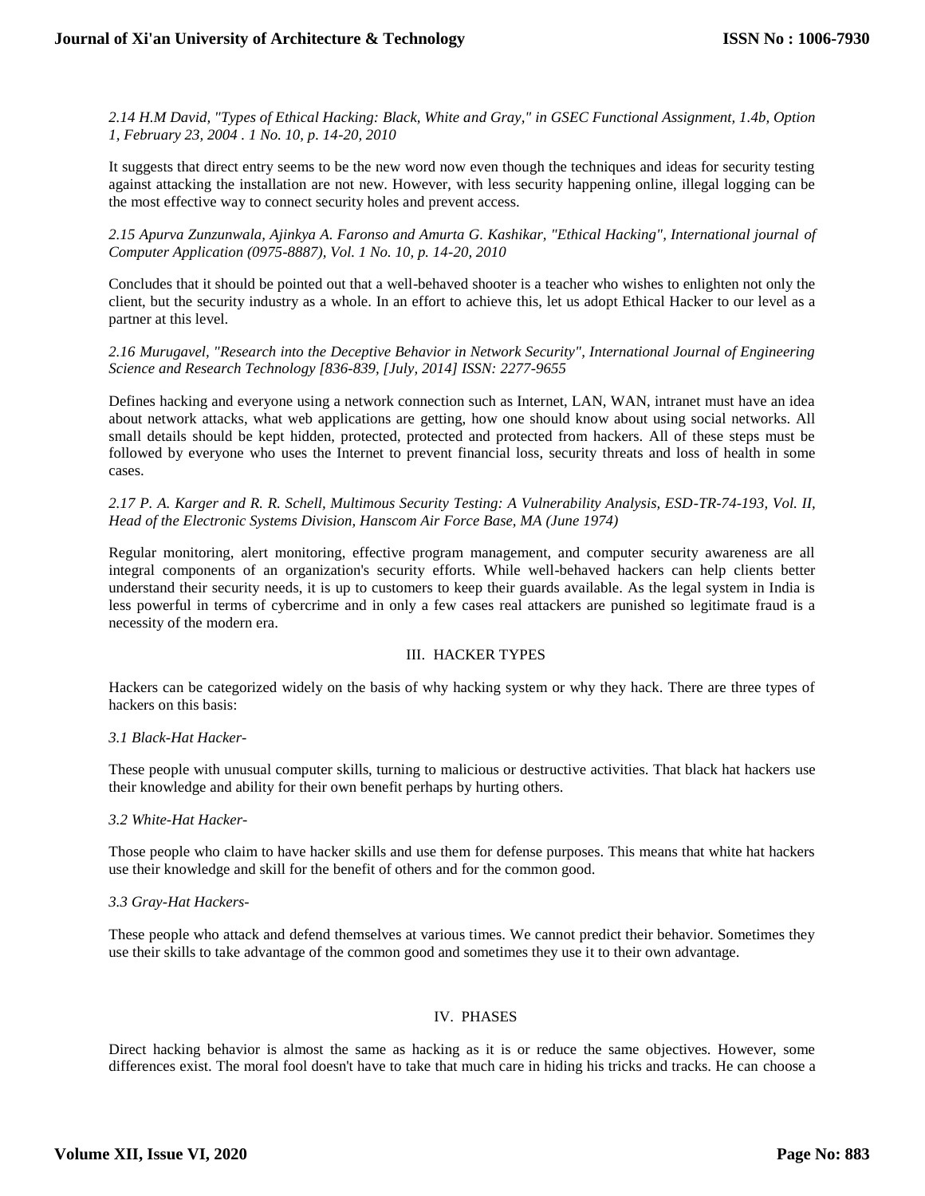*2.14 H.M David, "Types of Ethical Hacking: Black, White and Gray," in GSEC Functional Assignment, 1.4b, Option 1, February 23, 2004 . 1 No. 10, p. 14-20, 2010*

It suggests that direct entry seems to be the new word now even though the techniques and ideas for security testing against attacking the installation are not new. However, with less security happening online, illegal logging can be the most effective way to connect security holes and prevent access.

*2.15 Apurva Zunzunwala, Ajinkya A. Faronso and Amurta G. Kashikar, "Ethical Hacking", International journal of Computer Application (0975-8887), Vol. 1 No. 10, p. 14-20, 2010*

Concludes that it should be pointed out that a well-behaved shooter is a teacher who wishes to enlighten not only the client, but the security industry as a whole. In an effort to achieve this, let us adopt Ethical Hacker to our level as a partner at this level.

*2.16 Murugavel, "Research into the Deceptive Behavior in Network Security", International Journal of Engineering Science and Research Technology [836-839, [July, 2014] ISSN: 2277-9655*

Defines hacking and everyone using a network connection such as Internet, LAN, WAN, intranet must have an idea about network attacks, what web applications are getting, how one should know about using social networks. All small details should be kept hidden, protected, protected and protected from hackers. All of these steps must be followed by everyone who uses the Internet to prevent financial loss, security threats and loss of health in some cases.

*2.17 P. A. Karger and R. R. Schell, Multimous Security Testing: A Vulnerability Analysis, ESD-TR-74-193, Vol. II, Head of the Electronic Systems Division, Hanscom Air Force Base, MA (June 1974)*

Regular monitoring, alert monitoring, effective program management, and computer security awareness are all integral components of an organization's security efforts. While well-behaved hackers can help clients better understand their security needs, it is up to customers to keep their guards available. As the legal system in India is less powerful in terms of cybercrime and in only a few cases real attackers are punished so legitimate fraud is a necessity of the modern era.

## III. HACKER TYPES

Hackers can be categorized widely on the basis of why hacking system or why they hack. There are three types of hackers on this basis:

*3.1 Black-Hat Hacker-*

These people with unusual computer skills, turning to malicious or destructive activities. That black hat hackers use their knowledge and ability for their own benefit perhaps by hurting others.

*3.2 White-Hat Hacker-*

Those people who claim to have hacker skills and use them for defense purposes. This means that white hat hackers use their knowledge and skill for the benefit of others and for the common good.

*3.3 Gray-Hat Hackers-*

These people who attack and defend themselves at various times. We cannot predict their behavior. Sometimes they use their skills to take advantage of the common good and sometimes they use it to their own advantage.

## IV. PHASES

Direct hacking behavior is almost the same as hacking as it is or reduce the same objectives. However, some differences exist. The moral fool doesn't have to take that much care in hiding his tricks and tracks. He can choose a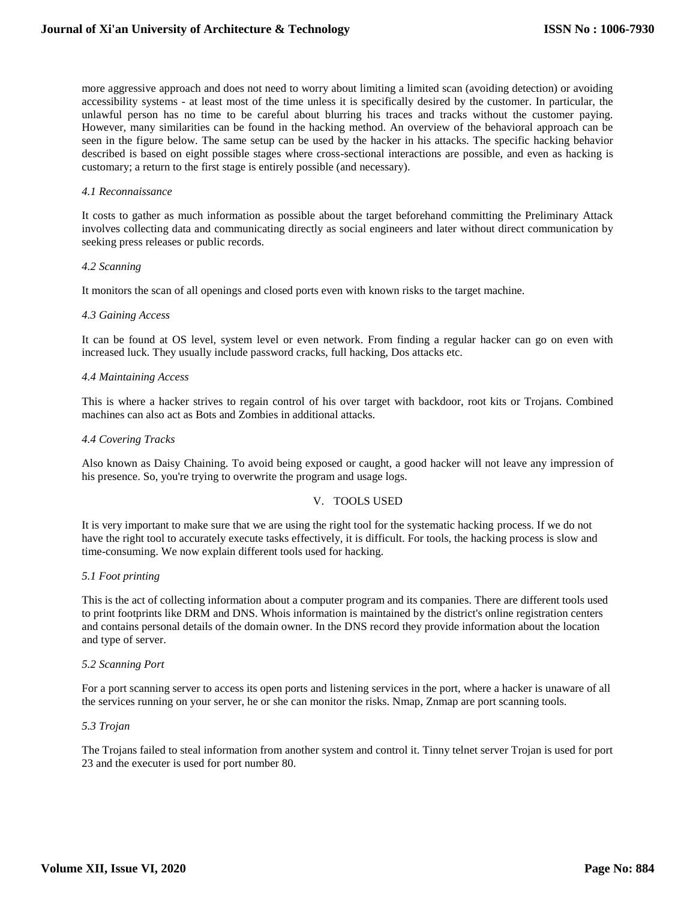more aggressive approach and does not need to worry about limiting a limited scan (avoiding detection) or avoiding accessibility systems - at least most of the time unless it is specifically desired by the customer. In particular, the unlawful person has no time to be careful about blurring his traces and tracks without the customer paying. However, many similarities can be found in the hacking method. An overview of the behavioral approach can be seen in the figure below. The same setup can be used by the hacker in his attacks. The specific hacking behavior described is based on eight possible stages where cross-sectional interactions are possible, and even as hacking is customary; a return to the first stage is entirely possible (and necessary).

### *4.1 Reconnaissance*

It costs to gather as much information as possible about the target beforehand committing the Preliminary Attack involves collecting data and communicating directly as social engineers and later without direct communication by seeking press releases or public records.

### *4.2 Scanning*

It monitors the scan of all openings and closed ports even with known risks to the target machine.

### *4.3 Gaining Access*

It can be found at OS level, system level or even network. From finding a regular hacker can go on even with increased luck. They usually include password cracks, full hacking, Dos attacks etc.

### *4.4 Maintaining Access*

This is where a hacker strives to regain control of his over target with backdoor, root kits or Trojans. Combined machines can also act as Bots and Zombies in additional attacks.

### *4.4 Covering Tracks*

Also known as Daisy Chaining. To avoid being exposed or caught, a good hacker will not leave any impression of his presence. So, you're trying to overwrite the program and usage logs.

## V. TOOLS USED

It is very important to make sure that we are using the right tool for the systematic hacking process. If we do not have the right tool to accurately execute tasks effectively, it is difficult. For tools, the hacking process is slow and time-consuming. We now explain different tools used for hacking.

### *5.1 Foot printing*

This is the act of collecting information about a computer program and its companies. There are different tools used to print footprints like DRM and DNS. Whois information is maintained by the district's online registration centers and contains personal details of the domain owner. In the DNS record they provide information about the location and type of server.

### *5.2 Scanning Port*

For a port scanning server to access its open ports and listening services in the port, where a hacker is unaware of all the services running on your server, he or she can monitor the risks. Nmap, Znmap are port scanning tools.

### *5.3 Trojan*

The Trojans failed to steal information from another system and control it. Tinny telnet server Trojan is used for port 23 and the executer is used for port number 80.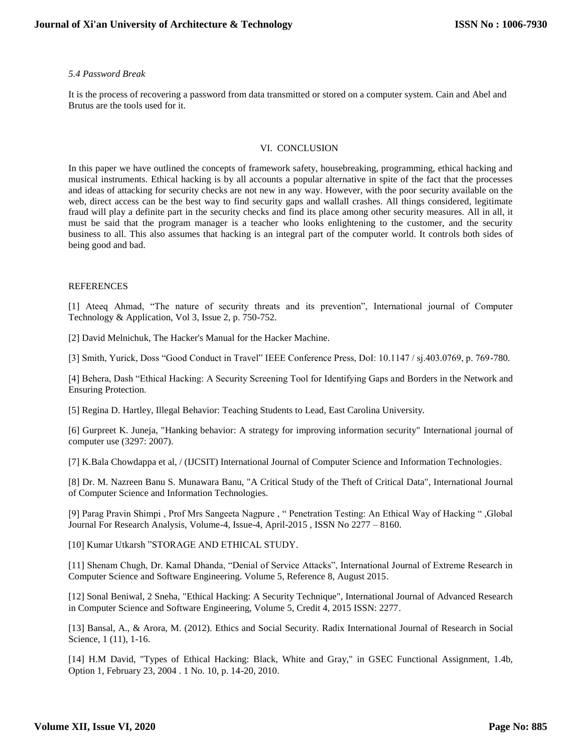*5.4 Password Break*

It is the process of recovering a password from data transmitted or stored on a computer system. Cain and Abel and Brutus are the tools used for it.

## VI. CONCLUSION

In this paper we have outlined the concepts of framework safety, housebreaking, programming, ethical hacking and musical instruments. Ethical hacking is by all accounts a popular alternative in spite of the fact that the processes and ideas of attacking for security checks are not new in any way. However, with the poor security available on the web, direct access can be the best way to find security gaps and wallall crashes. All things considered, legitimate fraud will play a definite part in the security checks and find its place among other security measures. All in all, it must be said that the program manager is a teacher who looks enlightening to the customer, and the security business to all. This also assumes that hacking is an integral part of the computer world. It controls both sides of being good and bad.

## REFERENCES

[1] Ateeq Ahmad, "The nature of security threats and its prevention", International journal of Computer Technology & Application, Vol 3, Issue 2, p. 750-752.

[2] David Melnichuk, The Hacker's Manual for the Hacker Machine.

[3] Smith, Yurick, Doss "Good Conduct in Travel" IEEE Conference Press, DoI: 10.1147 / sj.403.0769, p. 769-780.

[4] Behera, Dash "Ethical Hacking: A Security Screening Tool for Identifying Gaps and Borders in the Network and Ensuring Protection.

[5] Regina D. Hartley, Illegal Behavior: Teaching Students to Lead, East Carolina University.

[6] Gurpreet K. Juneja, "Hanking behavior: A strategy for improving information security" International journal of computer use (3297: 2007).

[7] K.Bala Chowdappa et al, / (IJCSIT) International Journal of Computer Science and Information Technologies.

[8] Dr. M. Nazreen Banu S. Munawara Banu, "A Critical Study of the Theft of Critical Data", International Journal of Computer Science and Information Technologies.

[9] Parag Pravin Shimpi , Prof Mrs Sangeeta Nagpure , " Penetration Testing: An Ethical Way of Hacking " ,Global Journal For Research Analysis, Volume-4, Issue-4, April-2015 , ISSN No 2277 – 8160.

[10] Kumar Utkarsh "STORAGE AND ETHICAL STUDY.

[11] Shenam Chugh, Dr. Kamal Dhanda, "Denial of Service Attacks", International Journal of Extreme Research in Computer Science and Software Engineering. Volume 5, Reference 8, August 2015.

[12] Sonal Beniwal, 2 Sneha, "Ethical Hacking: A Security Technique", International Journal of Advanced Research in Computer Science and Software Engineering, Volume 5, Credit 4, 2015 ISSN: 2277.

[13] Bansal, A., & Arora, M. (2012). Ethics and Social Security. Radix International Journal of Research in Social Science, 1 (11), 1-16.

[14] H.M David, "Types of Ethical Hacking: Black, White and Gray," in GSEC Functional Assignment, 1.4b, Option 1, February 23, 2004 . 1 No. 10, p. 14-20, 2010.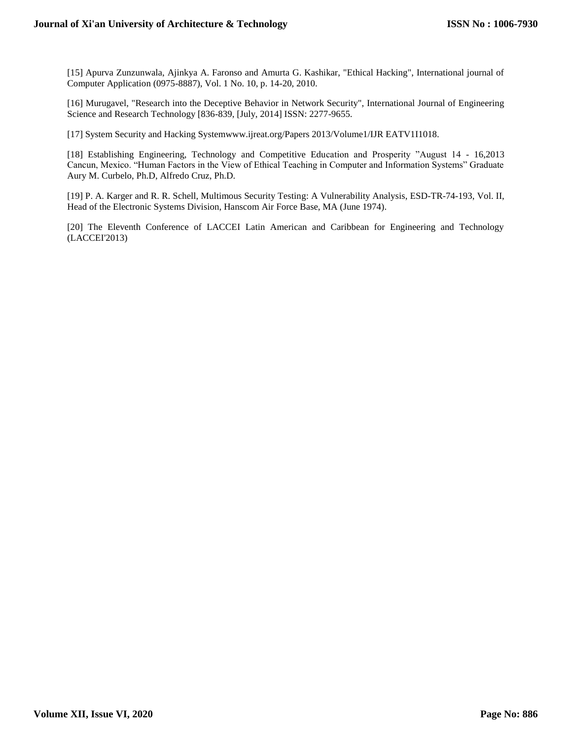[15] Apurva Zunzunwala, Ajinkya A. Faronso and Amurta G. Kashikar, "Ethical Hacking", International journal of Computer Application (0975-8887), Vol. 1 No. 10, p. 14-20, 2010.

[16] Murugavel, "Research into the Deceptive Behavior in Network Security", International Journal of Engineering Science and Research Technology [836-839, [July, 2014] ISSN: 2277-9655.

[17] System Security and Hacking Systemwww.ijreat.org/Papers 2013/Volume1/IJR EATV1I1018.

[18] Establishing Engineering, Technology and Competitive Education and Prosperity "August 14 - 16,2013 Cancun, Mexico. "Human Factors in the View of Ethical Teaching in Computer and Information Systems" Graduate Aury M. Curbelo, Ph.D, Alfredo Cruz, Ph.D.

[19] P. A. Karger and R. R. Schell, Multimous Security Testing: A Vulnerability Analysis, ESD-TR-74-193, Vol. II, Head of the Electronic Systems Division, Hanscom Air Force Base, MA (June 1974).

[20] The Eleventh Conference of LACCEI Latin American and Caribbean for Engineering and Technology (LACCEI'2013)